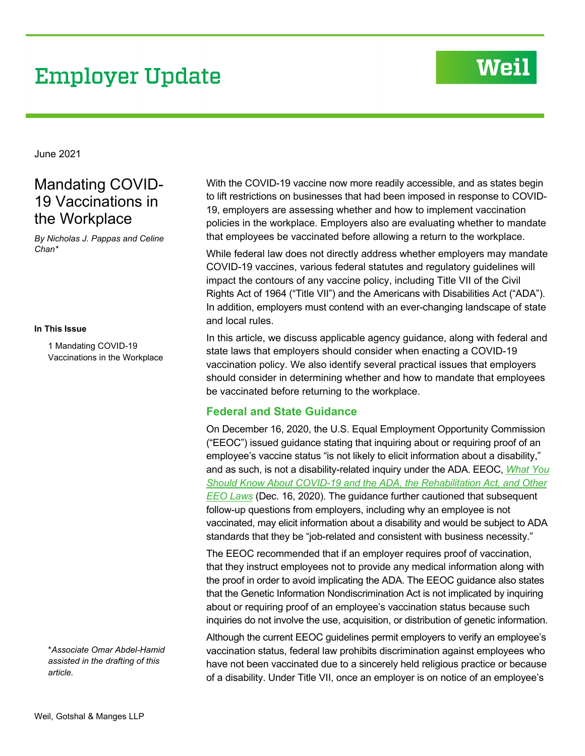# Employer Update

June 2021

## Mandating COVID-19 Vaccinations in the Workplace

*By Nicholas J. Pappas and Celine Chan**

**In This Issue**

1 Mandating COVID-19 Vaccinations in the Workplace

*\*Associate Omar Abdel-Hamid assisted in the drafting of this article.*

With the COVID-19 vaccine now more readily accessible, and as states begin to lift restrictions on businesses that had been imposed in response to COVID-19, employers are assessing whether and how to implement vaccination policies in the workplace. Employers also are evaluating whether to mandate that employees be vaccinated before allowing a return to the workplace.

While federal law does not directly address whether employers may mandate COVID-19 vaccines, various federal statutes and regulatory guidelines will impact the contours of any vaccine policy, including Title VII of the Civil Rights Act of 1964 ("Title VII") and the Americans with Disabilities Act ("ADA"). In addition, employers must contend with an ever-changing landscape of state and local rules.

In this article, we discuss applicable agency guidance, along with federal and state laws that employers should consider when enacting a COVID-19 vaccination policy. We also identify several practical issues that employers should consider in determining whether and how to mandate that employees be vaccinated before returning to the workplace.

### Federal and State Guidance

On December 16, 2020, the U.S. Equal Employment Opportunity Commission ("EEOC") issued guidance stating that inquiring about or requiring proof of an employee's vaccine status "is not likely to elicit information about a disability," and as such, is not a disability-related inquiry under the ADA. EEOC, *What You Should Know About COVID-19 and the ADA, the Rehabilitation Act, and Other EEO Laws* (Dec. 16, 2020). The guidance further cautioned that subsequent follow-up questions from employers, including why an employee is not vaccinated, may elicit information about a disability and would be subject to ADA standards that they be "job-related and consistent with business necessity."

The EEOC recommended that if an employer requires proof of vaccination, that they instruct employees not to provide any medical information along with the proof in order to avoid implicating the ADA. The EEOC guidance also states that the Genetic Information Nondiscrimination Act is not implicated by inquiring about or requiring proof of an employee's vaccination status because such inquiries do not involve the use, acquisition, or distribution of genetic information.

Although the current EEOC guidelines permit employers to verify an employee's vaccination status, federal law prohibits discrimination against employees who have not been vaccinated due to a sincerely held religious practice or because of a disability. Under Title VII, once an employer is on notice of an employee's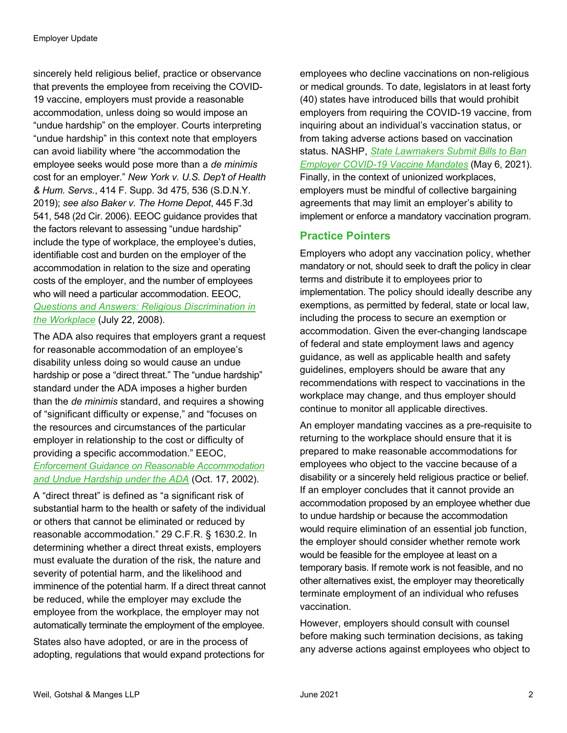sincerely held religious belief, practice or observance that prevents the employee from receiving the COVID-19 vaccine, employers must provide a reasonable accommodation, unless doing so would impose an "undue hardship" on the employer. Courts interpreting "undue hardship" in this context note that employers can avoid liability where "the accommodation the employee seeks would pose more than a *de minimis* cost for an employer." *New York v. U.S. Dep't of Health & Hum. Servs.*, 414 F. Supp. 3d 475, 536 (S.D.N.Y. 2019); *see also Baker v. The Home Depot*, 445 F.3d 541, 548 (2d Cir. 2006). EEOC guidance provides that the factors relevant to assessing "undue hardship" include the type of workplace, the employee's duties, identifiable cost and burden on the employer of the accommodation in relation to the size and operating costs of the employer, and the number of employees who will need a particular accommodation. EEOC, *Questions and Answers: Religious Discrimination in the Workplace* (July 22, 2008).

The ADA also requires that employers grant a request for reasonable accommodation of an employee's disability unless doing so would cause an undue hardship or pose a "direct threat." The "undue hardship" standard under the ADA imposes a higher burden than the *de minimis* standard, and requires a showing of "significant difficulty or expense," and "focuses on the resources and circumstances of the particular employer in relationship to the cost or difficulty of providing a specific accommodation." EEOC, *Enforcement Guidance on Reasonable Accommodation and Undue Hardship under the ADA* (Oct. 17, 2002).

A "direct threat" is defined as "a significant risk of substantial harm to the health or safety of the individual or others that cannot be eliminated or reduced by reasonable accommodation." 29 C.F.R. § 1630.2. In determining whether a direct threat exists, employers must evaluate the duration of the risk, the nature and severity of potential harm, and the likelihood and imminence of the potential harm. If a direct threat cannot be reduced, while the employer may exclude the employee from the workplace, the employer may not automatically terminate the employment of the employee.

States also have adopted, or are in the process of adopting, regulations that would expand protections for employees who decline vaccinations on non-religious or medical grounds. To date, legislators in at least forty (40) states have introduced bills that would prohibit employers from requiring the COVID-19 vaccine, from inquiring about an individual's vaccination status, or from taking adverse actions based on vaccination status. NASHP, *State Lawmakers Submit Bills to Ban Employer COVID-19 Vaccine Mandates* (May 6, 2021). Finally, in the context of unionized workplaces, employers must be mindful of collective bargaining agreements that may limit an employer's ability to implement or enforce a mandatory vaccination program.

## Practice Pointers

Employers who adopt any vaccination policy, whether mandatory or not, should seek to draft the policy in clear terms and distribute it to employees prior to implementation. The policy should ideally describe any exemptions, as permitted by federal, state or local law, including the process to secure an exemption or accommodation. Given the ever-changing landscape of federal and state employment laws and agency guidance, as well as applicable health and safety guidelines, employers should be aware that any recommendations with respect to vaccinations in the workplace may change, and thus employer should continue to monitor all applicable directives.

An employer mandating vaccines as a pre-requisite to returning to the workplace should ensure that it is prepared to make reasonable accommodations for employees who object to the vaccine because of a disability or a sincerely held religious practice or belief. If an employer concludes that it cannot provide an accommodation proposed by an employee whether due to undue hardship or because the accommodation would require elimination of an essential job function, the employer should consider whether remote work would be feasible for the employee at least on a temporary basis. If remote work is not feasible, and no other alternatives exist, the employer may theoretically terminate employment of an individual who refuses vaccination.

However, employers should consult with counsel before making such termination decisions, as taking any adverse actions against employees who object to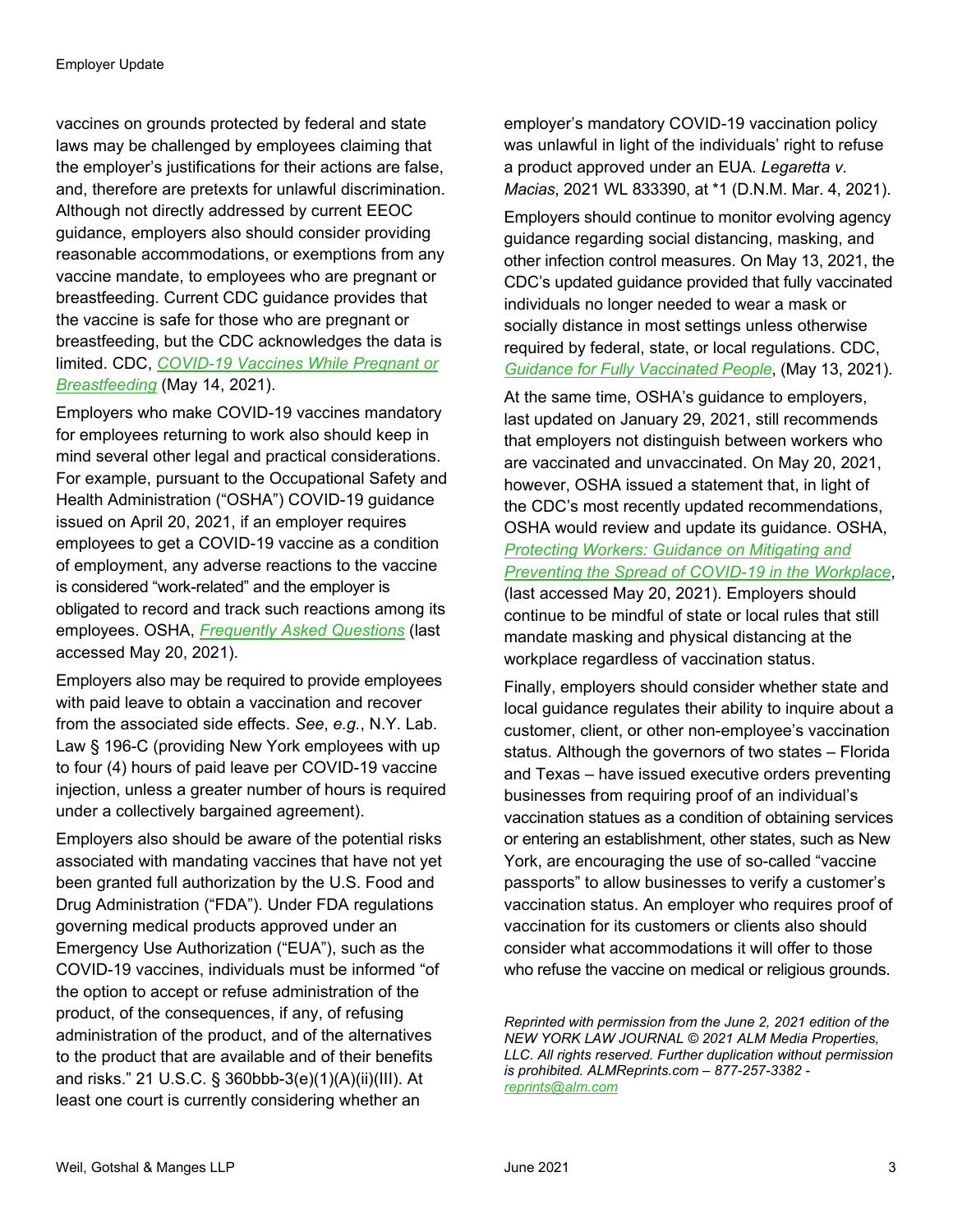vaccines on grounds protected by federal and state laws may be challenged by employees claiming that the employer's justifications for their actions are false, and, therefore are pretexts for unlawful discrimination. Although not directly addressed by current EEOC guidance, employers also should consider providing reasonable accommodations, or exemptions from any vaccine mandate, to employees who are pregnant or breastfeeding. Current CDC guidance provides that the vaccine is safe for those who are pregnant or breastfeeding, but the CDC acknowledges the data is limited. CDC, *COVID-19 Vaccines While Pregnant or Breastfeeding* (May 14, 2021).

Employers who make COVID-19 vaccines mandatory for employees returning to work also should keep in mind several other legal and practical considerations. For example, pursuant to the Occupational Safety and Health Administration ("OSHA") COVID-19 guidance issued on April 20, 2021, if an employer requires employees to get a COVID-19 vaccine as a condition of employment, any adverse reactions to the vaccine is considered "work-related" and the employer is obligated to record and track such reactions among its employees. OSHA, *Frequently Asked Questions* (last accessed May 20, 2021).

Employers also may be required to provide employees with paid leave to obtain a vaccination and recover from the associated side effects. *See*, *e.g.*, N.Y. Lab. Law § 196-C (providing New York employees with up to four (4) hours of paid leave per COVID-19 vaccine injection, unless a greater number of hours is required under a collectively bargained agreement).

Employers also should be aware of the potential risks associated with mandating vaccines that have not yet been granted full authorization by the U.S. Food and Drug Administration ("FDA"). Under FDA regulations governing medical products approved under an Emergency Use Authorization ("EUA"), such as the COVID-19 vaccines, individuals must be informed "of the option to accept or refuse administration of the product, of the consequences, if any, of refusing administration of the product, and of the alternatives to the product that are available and of their benefits and risks." 21 U.S.C. § 360bbb-3(e)(1)(A)(ii)(III). At least one court is currently considering whether an employer's mandatory COVID-19 vaccination policy was unlawful in light of the individuals' right to refuse a product approved under an EUA. *Legaretta v. Macias*, 2021 WL 833390, at *1 (D.N.M. Mar. 4, 2021).

Employers should continue to monitor evolving agency guidance regarding social distancing, masking, and other infection control measures. On May 13, 2021, the CDC's updated guidance provided that fully vaccinated individuals no longer needed to wear a mask or socially distance in most settings unless otherwise required by federal, state, or local regulations. CDC, *Guidance for Fully Vaccinated People*, (May 13, 2021).

At the same time, OSHA's guidance to employers, last updated on January 29, 2021, still recommends that employers not distinguish between workers who are vaccinated and unvaccinated. On May 20, 2021, however, OSHA issued a statement that, in light of the CDC's most recently updated recommendations, OSHA would review and update its guidance. OSHA, *Protecting Workers: Guidance on Mitigating and Preventing the Spread of COVID-19 in the Workplace*, (last accessed May 20, 2021). Employers should continue to be mindful of state or local rules that still mandate masking and physical distancing at the workplace regardless of vaccination status.

Finally, employers should consider whether state and local guidance regulates their ability to inquire about a customer, client, or other non-employee's vaccination status. Although the governors of two states – Florida and Texas – have issued executive orders preventing businesses from requiring proof of an individual's vaccination statues as a condition of obtaining services or entering an establishment, other states, such as New York, are encouraging the use of so-called "vaccine passports" to allow businesses to verify a customer's vaccination status. An employer who requires proof of vaccination for its customers or clients also should consider what accommodations it will offer to those who refuse the vaccine on medical or religious grounds.

*Reprinted with permission from the June 2, 2021 edition of the NEW YORK LAW JOURNAL © 2021 ALM Media Properties, LLC. All rights reserved. Further duplication without permission is prohibited. ALMReprints.com – 877-257-3382 - reprints@alm.com*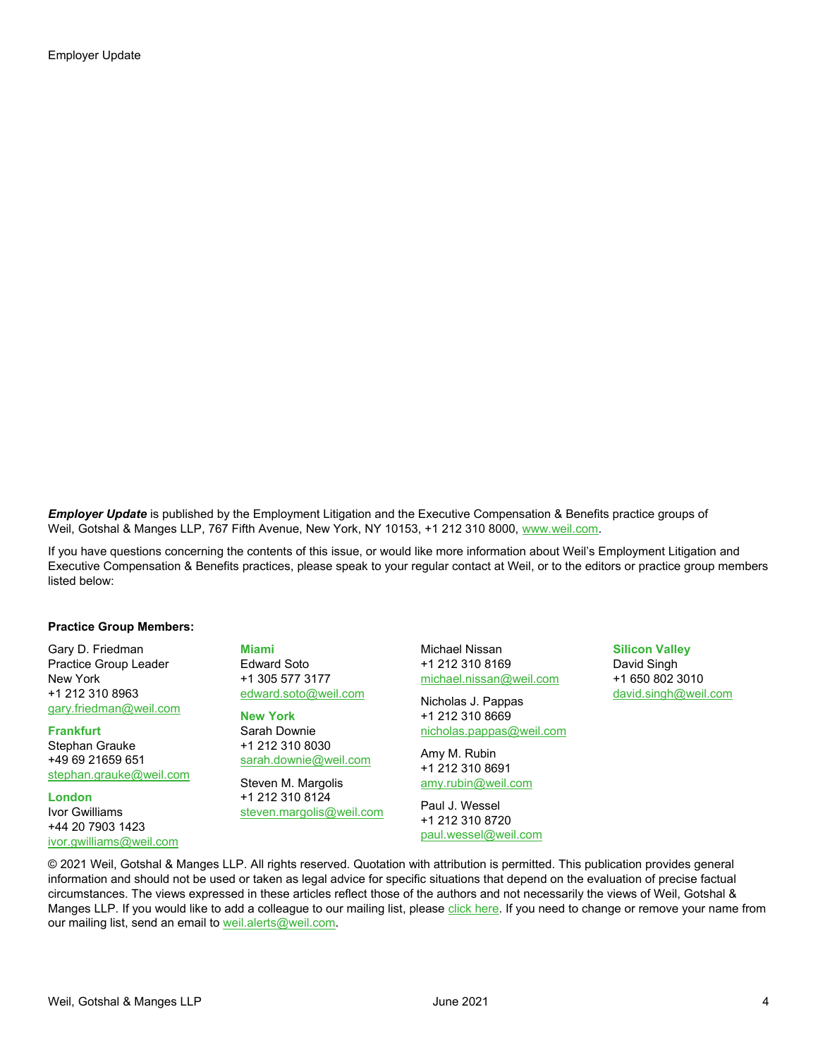***Employer Update*** is published by the Employment Litigation and the Executive Compensation & Benefits practice groups of Weil, Gotshal & Manges LLP, 767 Fifth Avenue, New York, NY 10153, +1 212 310 8000, www.weil.com.

If you have questions concerning the contents of this issue, or would like more information about Weil's Employment Litigation and Executive Compensation & Benefits practices, please speak to your regular contact at Weil, or to the editors or practice group members listed below:

**Practice Group Members:**

Gary D. Friedman
Practice Group Leader
New York
+1 212 310 8963
gary.friedman@weil.com

**Frankfurt**
Stephan Grauke
+49 69 21659 651
stephan.grauke@weil.com

**London**
Ivor Gwilliams
+44 20 7903 1423
ivor.gwilliams@weil.com

**Miami**
Edward Soto
+1 305 577 3177
edward.soto@weil.com

**New York**
Sarah Downie
+1 212 310 8030
sarah.downie@weil.com

Steven M. Margolis
+1 212 310 8124
steven.margolis@weil.com

Michael Nissan
+1 212 310 8169
michael.nissan@weil.com

Nicholas J. Pappas
+1 212 310 8669
nicholas.pappas@weil.com

Amy M. Rubin
+1 212 310 8691
amy.rubin@weil.com

Paul J. Wessel
+1 212 310 8720
paul.wessel@weil.com

**Silicon Valley**
David Singh
+1 650 802 3010
david.singh@weil.com

© 2021 Weil, Gotshal & Manges LLP. All rights reserved. Quotation with attribution is permitted. This publication provides general information and should not be used or taken as legal advice for specific situations that depend on the evaluation of precise factual circumstances. The views expressed in these articles reflect those of the authors and not necessarily the views of Weil, Gotshal & Manges LLP. If you would like to add a colleague to our mailing list, please click here. If you need to change or remove your name from our mailing list, send an email to weil.alerts@weil.com.